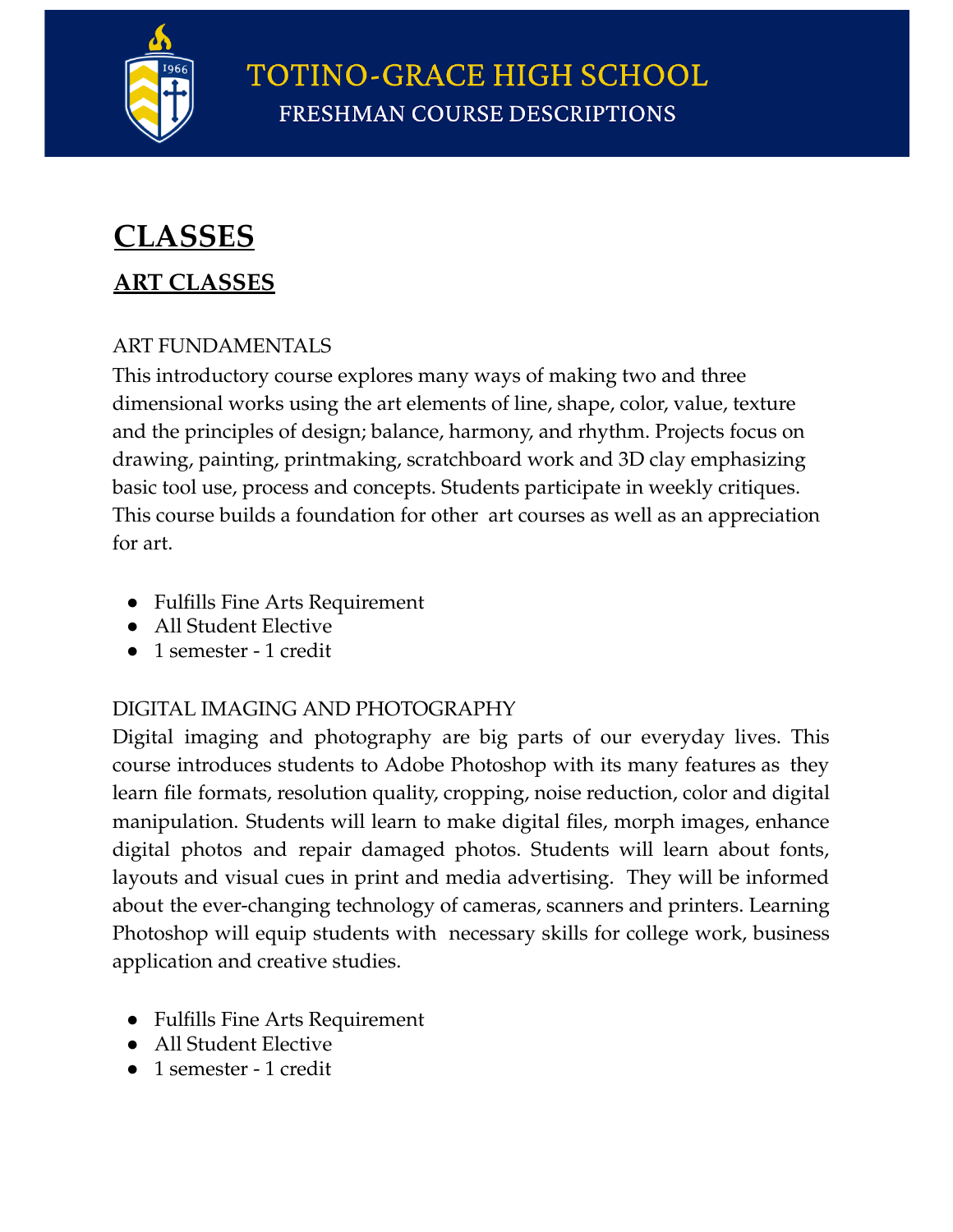# TOTINO-GRACE HIGH SCHOOL

## FRESHMAN COURSE DESCRIPTIONS

# CLASSES

## ART CLASSES

ART FUNDAMENTALS

This introductory course explores many ways of making two and three dimensional works using the art elements of line, shape, color, value, texture and the principles of design; balance, harmony, and rhythm. Projects focus on drawing, painting, printmaking, scratchboard work and 3D clay emphasizing basic tool use, process and concepts. Students participate in weekly critiques. This course builds a foundation for other art courses as well as an appreciation for art.

- Fulfills Fine Arts Requirement
- All Student Elective
- 1 semester - 1 credit

DIGITAL IMAGING AND PHOTOGRAPHY

Digital imaging and photography are big parts of our everyday lives. This course introduces students to Adobe Photoshop with its many features as they learn file formats, resolution quality, cropping, noise reduction, color and digital manipulation. Students will learn to make digital files, morph images, enhance digital photos and repair damaged photos. Students will learn about fonts, layouts and visual cues in print and media advertising. They will be informed about the ever-changing technology of cameras, scanners and printers. Learning Photoshop will equip students with necessary skills for college work, business application and creative studies.

- Fulfills Fine Arts Requirement
- All Student Elective
- 1 semester - 1 credit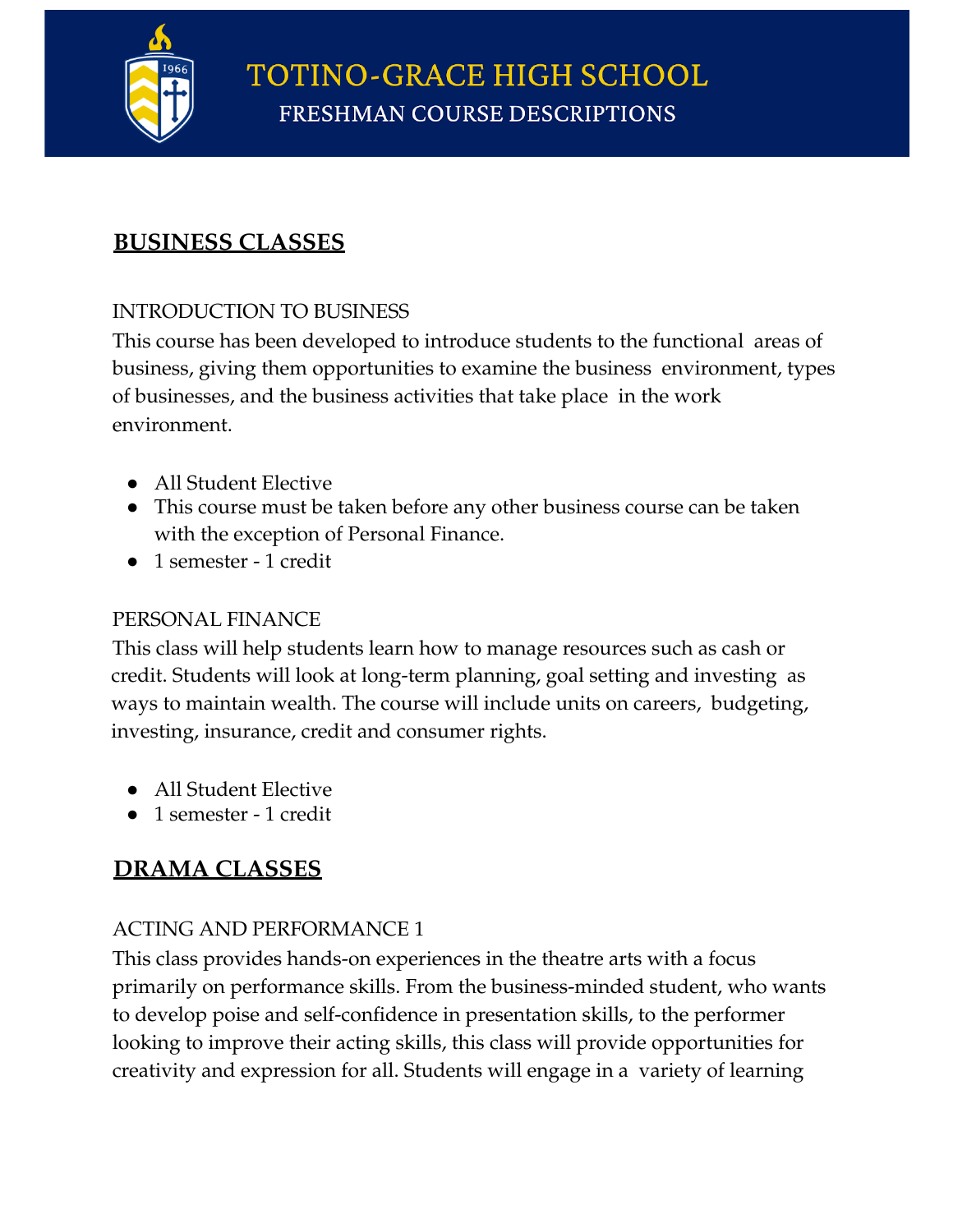# TOTINO-GRACE HIGH SCHOOL

## FRESHMAN COURSE DESCRIPTIONS

## BUSINESS CLASSES

### INTRODUCTION TO BUSINESS

This course has been developed to introduce students to the functional areas of business, giving them opportunities to examine the business environment, types of businesses, and the business activities that take place in the work environment.

- All Student Elective
- This course must be taken before any other business course can be taken with the exception of Personal Finance.
- 1 semester - 1 credit

### PERSONAL FINANCE

This class will help students learn how to manage resources such as cash or credit. Students will look at long-term planning, goal setting and investing as ways to maintain wealth. The course will include units on careers, budgeting, investing, insurance, credit and consumer rights.

- All Student Elective
- 1 semester - 1 credit

## DRAMA CLASSES

### ACTING AND PERFORMANCE 1

This class provides hands-on experiences in the theatre arts with a focus primarily on performance skills. From the business-minded student, who wants to develop poise and self-confidence in presentation skills, to the performer looking to improve their acting skills, this class will provide opportunities for creativity and expression for all. Students will engage in a variety of learning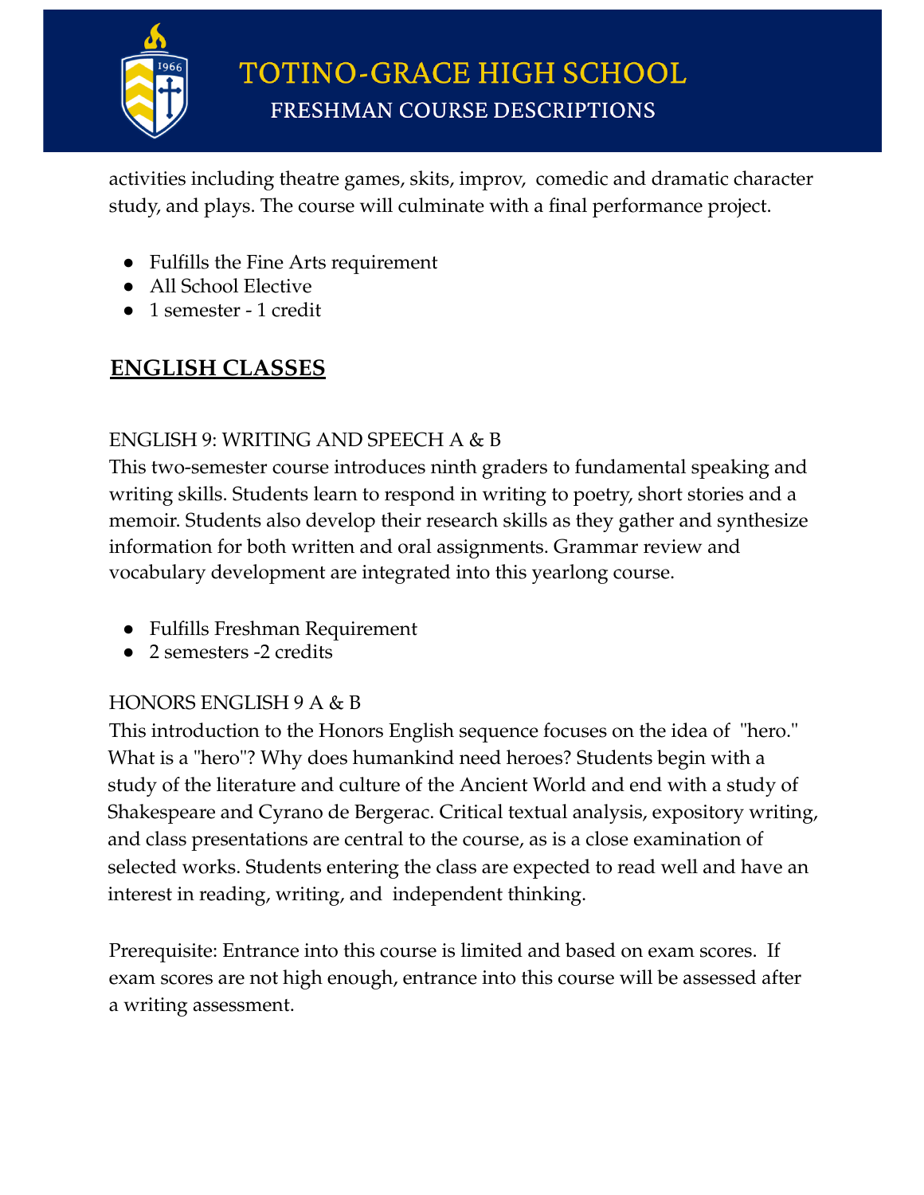activities including theatre games, skits, improv, comedic and dramatic character study, and plays. The course will culminate with a final performance project.

- Fulfills the Fine Arts requirement
- All School Elective
- 1 semester - 1 credit

## ENGLISH CLASSES

### ENGLISH 9: WRITING AND SPEECH A & B

This two-semester course introduces ninth graders to fundamental speaking and writing skills. Students learn to respond in writing to poetry, short stories and a memoir. Students also develop their research skills as they gather and synthesize information for both written and oral assignments. Grammar review and vocabulary development are integrated into this yearlong course.

- Fulfills Freshman Requirement
- 2 semesters -2 credits

### HONORS ENGLISH 9 A & B

This introduction to the Honors English sequence focuses on the idea of "hero." What is a "hero"? Why does humankind need heroes? Students begin with a study of the literature and culture of the Ancient World and end with a study of Shakespeare and Cyrano de Bergerac. Critical textual analysis, expository writing, and class presentations are central to the course, as is a close examination of selected works. Students entering the class are expected to read well and have an interest in reading, writing, and independent thinking.

Prerequisite: Entrance into this course is limited and based on exam scores. If exam scores are not high enough, entrance into this course will be assessed after a writing assessment.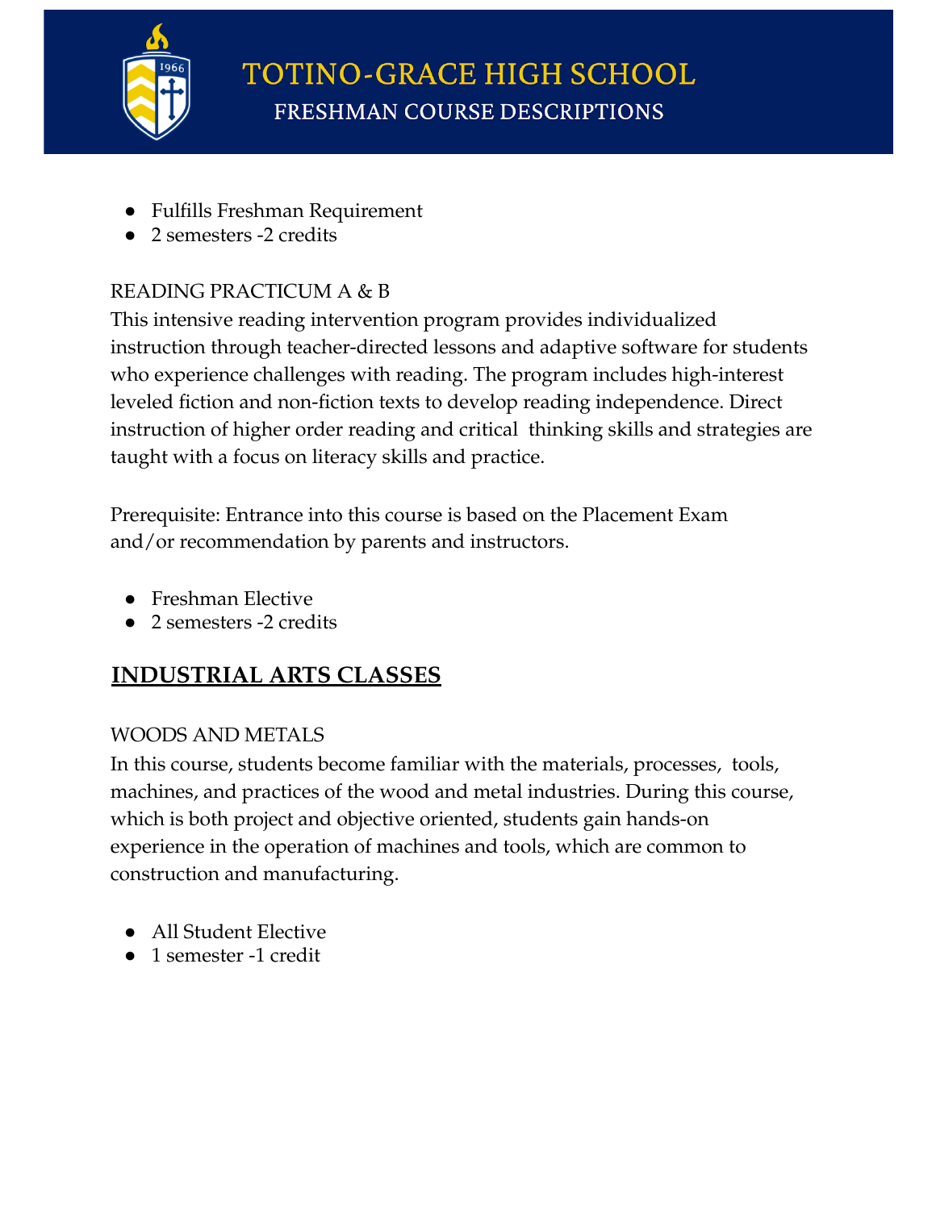- Fulfills Freshman Requirement
- 2 semesters -2 credits

READING PRACTICUM A & B

This intensive reading intervention program provides individualized instruction through teacher-directed lessons and adaptive software for students who experience challenges with reading. The program includes high-interest leveled fiction and non-fiction texts to develop reading independence. Direct instruction of higher order reading and critical thinking skills and strategies are taught with a focus on literacy skills and practice.

Prerequisite: Entrance into this course is based on the Placement Exam and/or recommendation by parents and instructors.

- Freshman Elective
- 2 semesters -2 credits

## **INDUSTRIAL ARTS CLASSES**

WOODS AND METALS

In this course, students become familiar with the materials, processes, tools, machines, and practices of the wood and metal industries. During this course, which is both project and objective oriented, students gain hands-on experience in the operation of machines and tools, which are common to construction and manufacturing.

- All Student Elective
- 1 semester -1 credit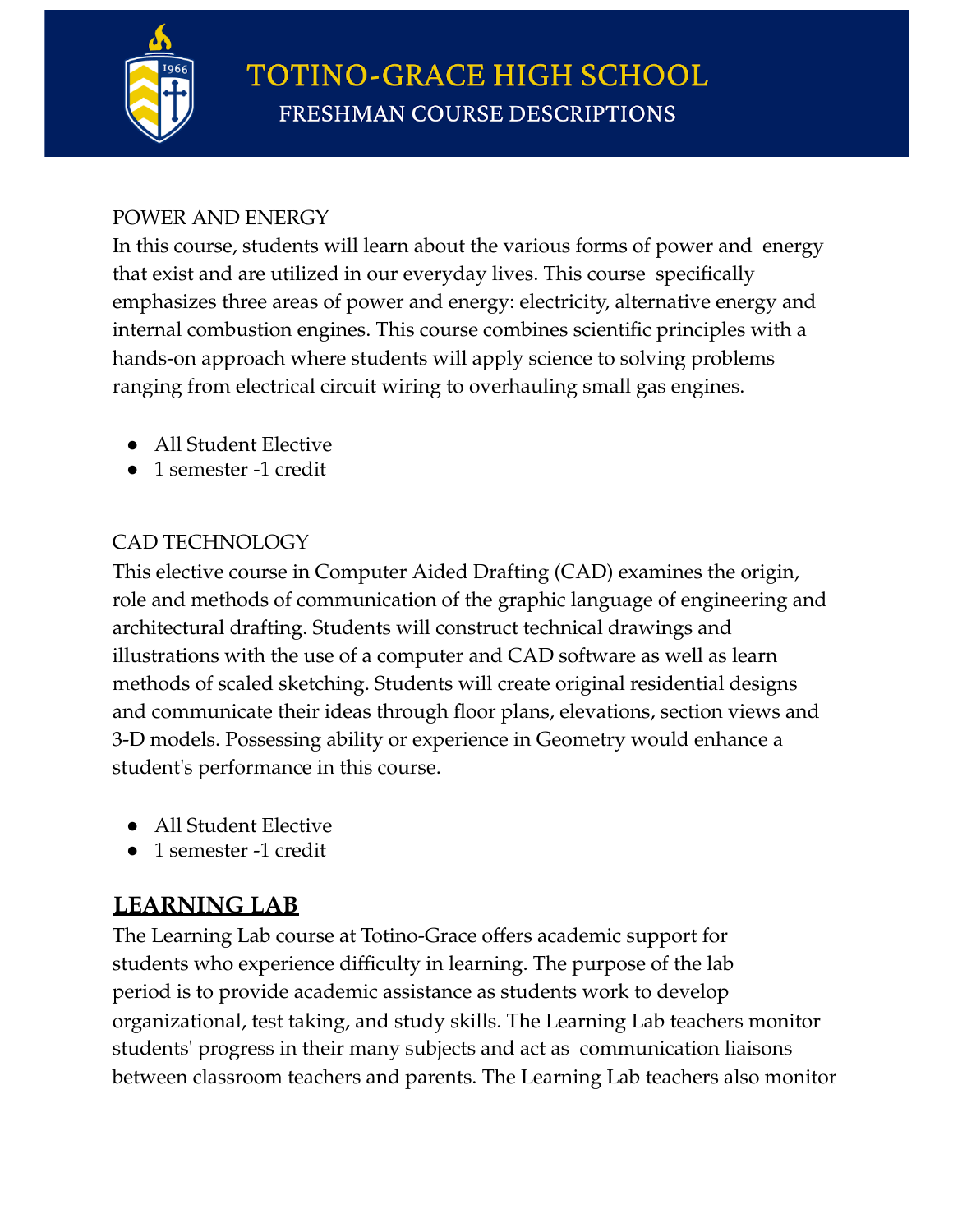POWER AND ENERGY

In this course, students will learn about the various forms of power and energy that exist and are utilized in our everyday lives. This course specifically emphasizes three areas of power and energy: electricity, alternative energy and internal combustion engines. This course combines scientific principles with a hands-on approach where students will apply science to solving problems ranging from electrical circuit wiring to overhauling small gas engines.

- All Student Elective
- 1 semester -1 credit

CAD TECHNOLOGY

This elective course in Computer Aided Drafting (CAD) examines the origin, role and methods of communication of the graphic language of engineering and architectural drafting. Students will construct technical drawings and illustrations with the use of a computer and CAD software as well as learn methods of scaled sketching. Students will create original residential designs and communicate their ideas through floor plans, elevations, section views and 3-D models. Possessing ability or experience in Geometry would enhance a student's performance in this course.

- All Student Elective
- 1 semester -1 credit

## LEARNING LAB

The Learning Lab course at Totino-Grace offers academic support for students who experience difficulty in learning. The purpose of the lab period is to provide academic assistance as students work to develop organizational, test taking, and study skills. The Learning Lab teachers monitor students' progress in their many subjects and act as communication liaisons between classroom teachers and parents. The Learning Lab teachers also monitor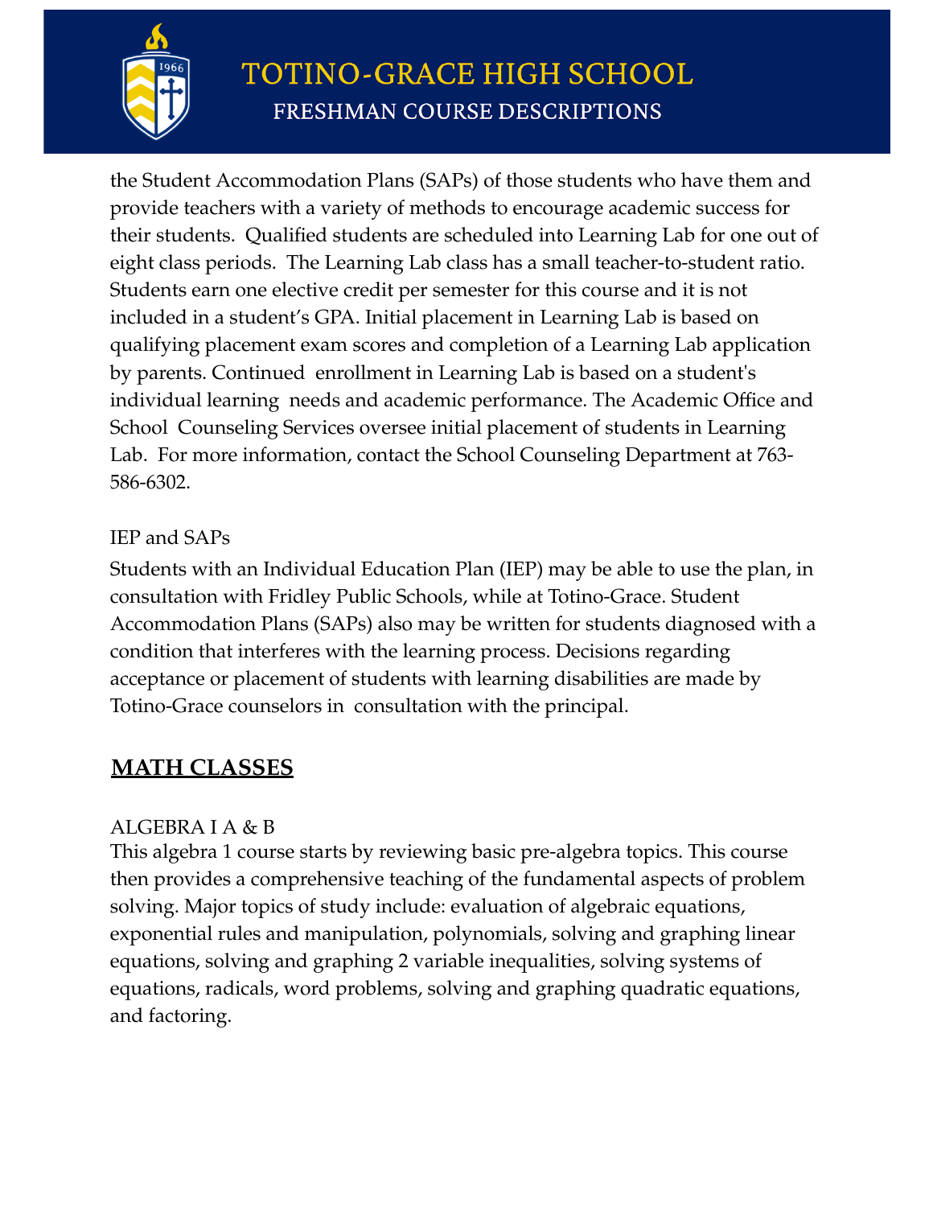the Student Accommodation Plans (SAPs) of those students who have them and provide teachers with a variety of methods to encourage academic success for their students. Qualified students are scheduled into Learning Lab for one out of eight class periods. The Learning Lab class has a small teacher-to-student ratio. Students earn one elective credit per semester for this course and it is not included in a student's GPA. Initial placement in Learning Lab is based on qualifying placement exam scores and completion of a Learning Lab application by parents. Continued enrollment in Learning Lab is based on a student's individual learning needs and academic performance. The Academic Office and School Counseling Services oversee initial placement of students in Learning Lab. For more information, contact the School Counseling Department at 763-586-6302.

### IEP and SAPs

Students with an Individual Education Plan (IEP) may be able to use the plan, in consultation with Fridley Public Schools, while at Totino-Grace. Student Accommodation Plans (SAPs) also may be written for students diagnosed with a condition that interferes with the learning process. Decisions regarding acceptance or placement of students with learning disabilities are made by Totino-Grace counselors in consultation with the principal.

## MATH CLASSES

### ALGEBRA I A & B

This algebra 1 course starts by reviewing basic pre-algebra topics. This course then provides a comprehensive teaching of the fundamental aspects of problem solving. Major topics of study include: evaluation of algebraic equations, exponential rules and manipulation, polynomials, solving and graphing linear equations, solving and graphing 2 variable inequalities, solving systems of equations, radicals, word problems, solving and graphing quadratic equations, and factoring.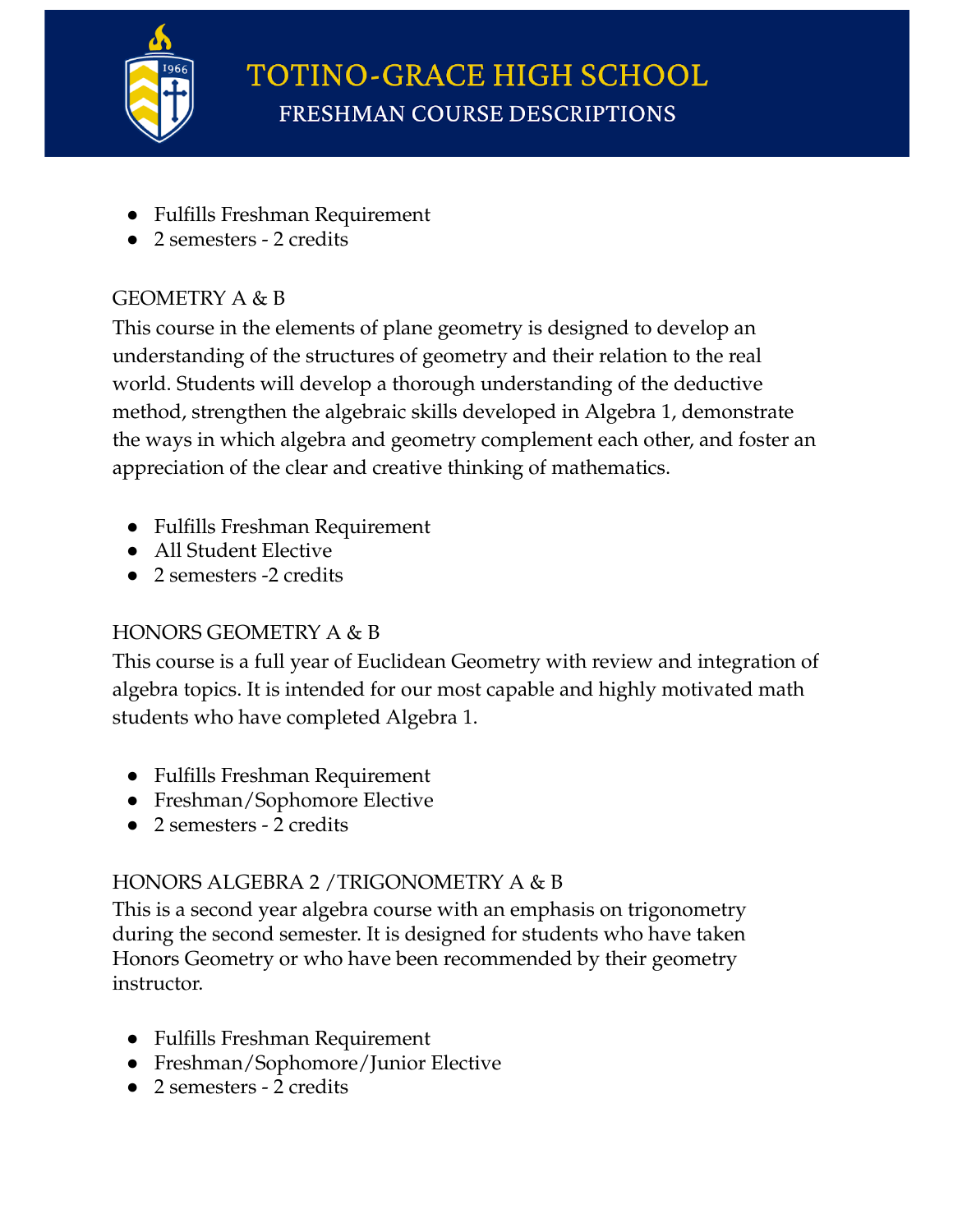- Fulfills Freshman Requirement
- 2 semesters - 2 credits

GEOMETRY A & B

This course in the elements of plane geometry is designed to develop an understanding of the structures of geometry and their relation to the real world. Students will develop a thorough understanding of the deductive method, strengthen the algebraic skills developed in Algebra 1, demonstrate the ways in which algebra and geometry complement each other, and foster an appreciation of the clear and creative thinking of mathematics.

- Fulfills Freshman Requirement
- All Student Elective
- 2 semesters -2 credits

HONORS GEOMETRY A & B

This course is a full year of Euclidean Geometry with review and integration of algebra topics. It is intended for our most capable and highly motivated math students who have completed Algebra 1.

- Fulfills Freshman Requirement
- Freshman/Sophomore Elective
- 2 semesters - 2 credits

HONORS ALGEBRA 2 /TRIGONOMETRY A & B

This is a second year algebra course with an emphasis on trigonometry during the second semester. It is designed for students who have taken Honors Geometry or who have been recommended by their geometry instructor.

- Fulfills Freshman Requirement
- Freshman/Sophomore/Junior Elective
- 2 semesters - 2 credits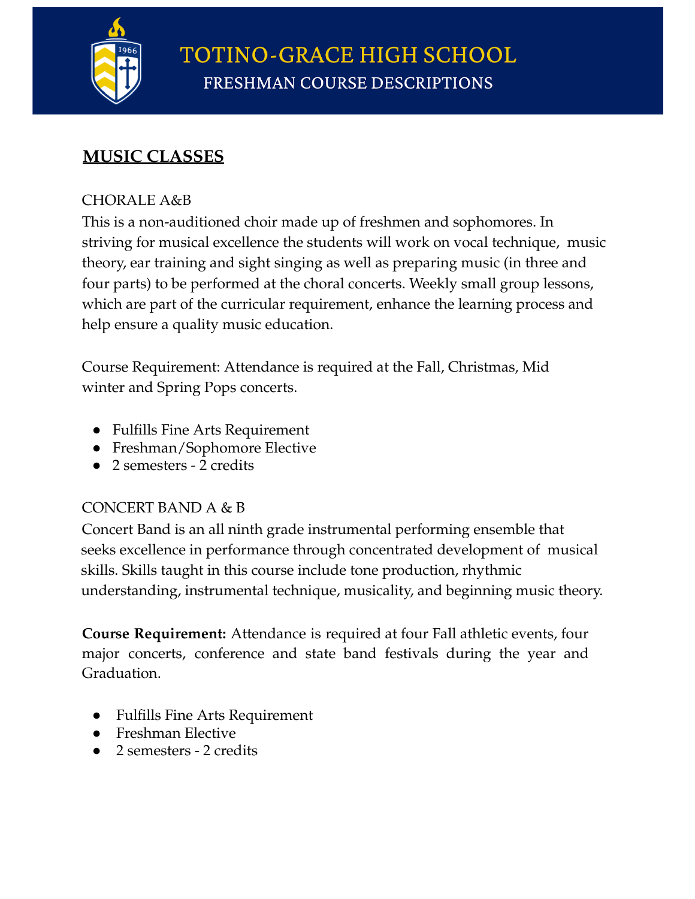# TOTINO-GRACE HIGH SCHOOL

## FRESHMAN COURSE DESCRIPTIONS

## MUSIC CLASSES

CHORALE A&B

This is a non-auditioned choir made up of freshmen and sophomores. In striving for musical excellence the students will work on vocal technique, music theory, ear training and sight singing as well as preparing music (in three and four parts) to be performed at the choral concerts. Weekly small group lessons, which are part of the curricular requirement, enhance the learning process and help ensure a quality music education.

Course Requirement: Attendance is required at the Fall, Christmas, Mid winter and Spring Pops concerts.

- Fulfills Fine Arts Requirement
- Freshman/Sophomore Elective
- 2 semesters - 2 credits

CONCERT BAND A & B

Concert Band is an all ninth grade instrumental performing ensemble that seeks excellence in performance through concentrated development of musical skills. Skills taught in this course include tone production, rhythmic understanding, instrumental technique, musicality, and beginning music theory.

**Course Requirement:** Attendance is required at four Fall athletic events, four major concerts, conference and state band festivals during the year and Graduation.

- Fulfills Fine Arts Requirement
- Freshman Elective
- 2 semesters - 2 credits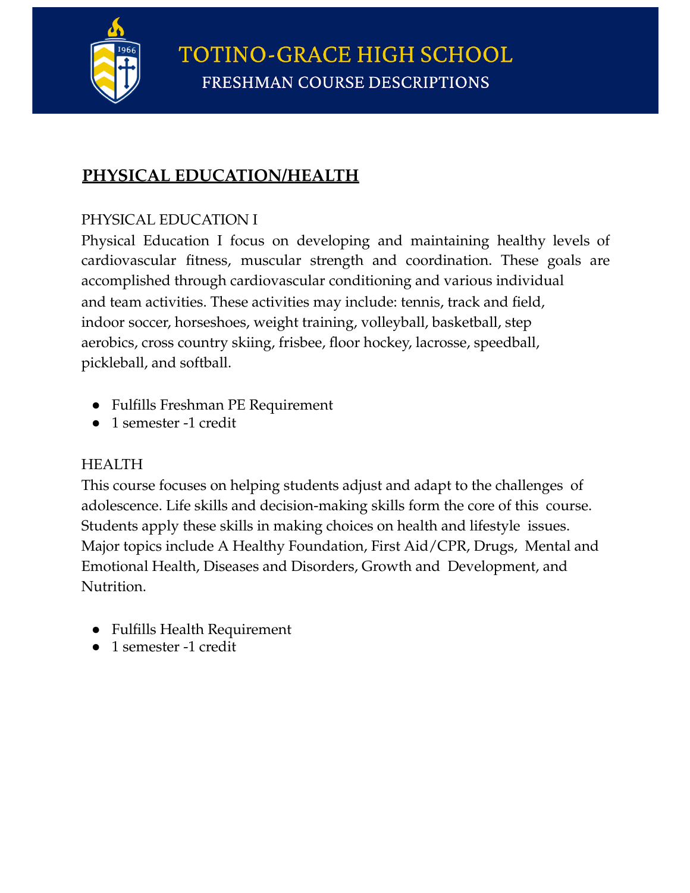# TOTINO-GRACE HIGH SCHOOL

## FRESHMAN COURSE DESCRIPTIONS

## PHYSICAL EDUCATION/HEALTH

### PHYSICAL EDUCATION I

Physical Education I focus on developing and maintaining healthy levels of cardiovascular fitness, muscular strength and coordination. These goals are accomplished through cardiovascular conditioning and various individual and team activities. These activities may include: tennis, track and field, indoor soccer, horseshoes, weight training, volleyball, basketball, step aerobics, cross country skiing, frisbee, floor hockey, lacrosse, speedball, pickleball, and softball.

- Fulfills Freshman PE Requirement
- 1 semester -1 credit

### HEALTH

This course focuses on helping students adjust and adapt to the challenges of adolescence. Life skills and decision-making skills form the core of this course. Students apply these skills in making choices on health and lifestyle issues. Major topics include A Healthy Foundation, First Aid/CPR, Drugs, Mental and Emotional Health, Diseases and Disorders, Growth and Development, and Nutrition.

- Fulfills Health Requirement
- 1 semester -1 credit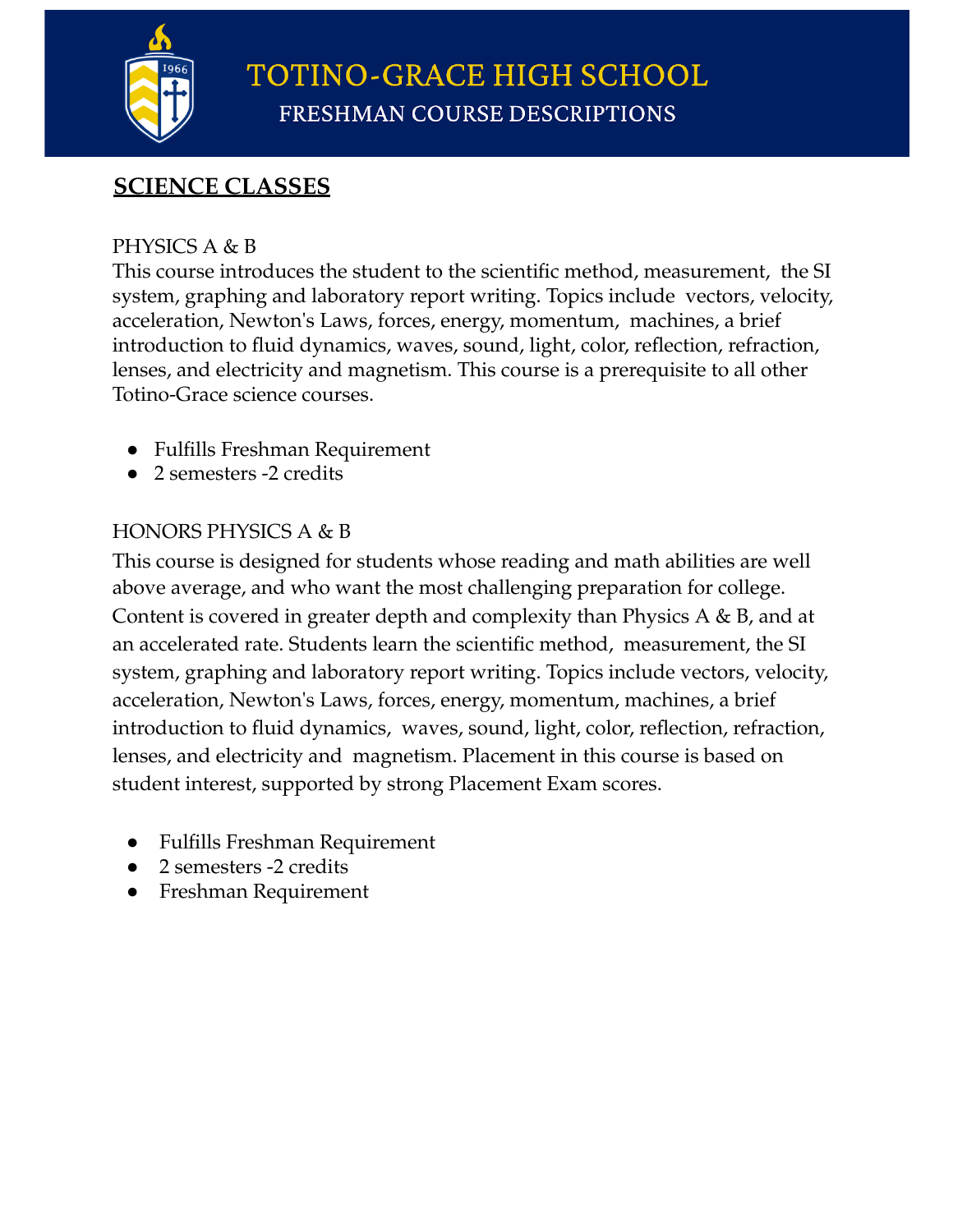# TOTINO-GRACE HIGH SCHOOL

## FRESHMAN COURSE DESCRIPTIONS

## SCIENCE CLASSES

### PHYSICS A & B

This course introduces the student to the scientific method, measurement, the SI system, graphing and laboratory report writing. Topics include vectors, velocity, acceleration, Newton's Laws, forces, energy, momentum, machines, a brief introduction to fluid dynamics, waves, sound, light, color, reflection, refraction, lenses, and electricity and magnetism. This course is a prerequisite to all other Totino-Grace science courses.

- Fulfills Freshman Requirement
- 2 semesters -2 credits

### HONORS PHYSICS A & B

This course is designed for students whose reading and math abilities are well above average, and who want the most challenging preparation for college. Content is covered in greater depth and complexity than Physics A & B, and at an accelerated rate. Students learn the scientific method, measurement, the SI system, graphing and laboratory report writing. Topics include vectors, velocity, acceleration, Newton's Laws, forces, energy, momentum, machines, a brief introduction to fluid dynamics, waves, sound, light, color, reflection, refraction, lenses, and electricity and magnetism. Placement in this course is based on student interest, supported by strong Placement Exam scores.

- Fulfills Freshman Requirement
- 2 semesters -2 credits
- Freshman Requirement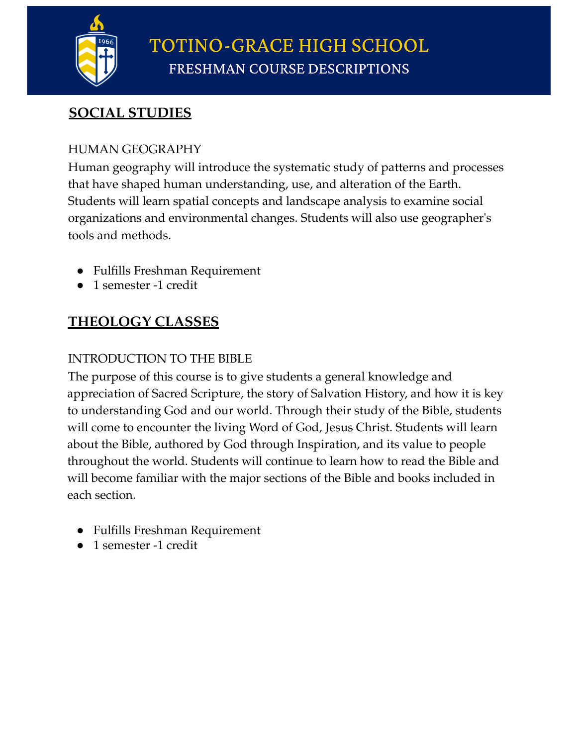# TOTINO-GRACE HIGH SCHOOL

## FRESHMAN COURSE DESCRIPTIONS

## SOCIAL STUDIES

### HUMAN GEOGRAPHY

Human geography will introduce the systematic study of patterns and processes that have shaped human understanding, use, and alteration of the Earth. Students will learn spatial concepts and landscape analysis to examine social organizations and environmental changes. Students will also use geographer's tools and methods.

- Fulfills Freshman Requirement
- 1 semester -1 credit

## THEOLOGY CLASSES

### INTRODUCTION TO THE BIBLE

The purpose of this course is to give students a general knowledge and appreciation of Sacred Scripture, the story of Salvation History, and how it is key to understanding God and our world. Through their study of the Bible, students will come to encounter the living Word of God, Jesus Christ. Students will learn about the Bible, authored by God through Inspiration, and its value to people throughout the world. Students will continue to learn how to read the Bible and will become familiar with the major sections of the Bible and books included in each section.

- Fulfills Freshman Requirement
- 1 semester -1 credit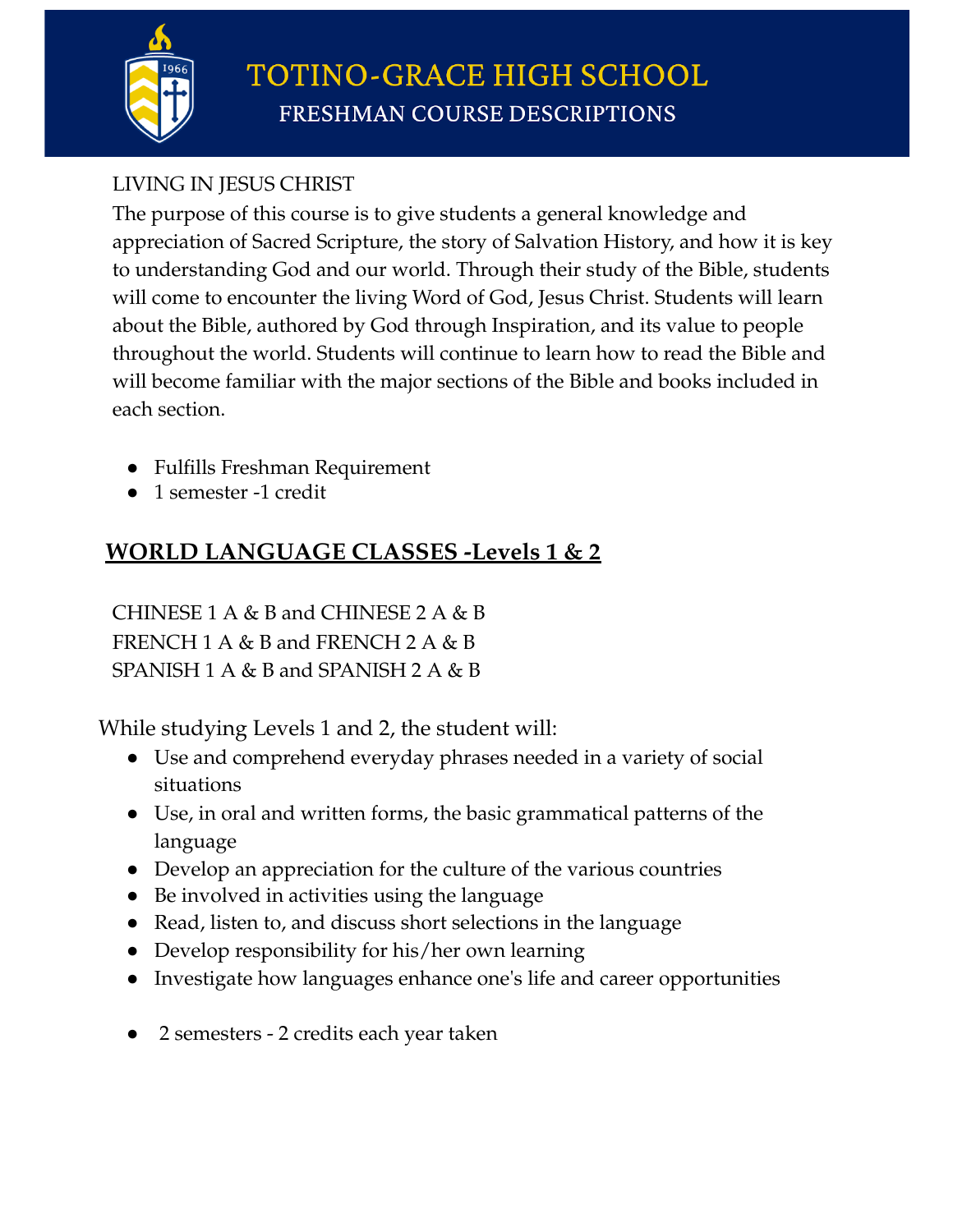# TOTINO-GRACE HIGH SCHOOL

## FRESHMAN COURSE DESCRIPTIONS

LIVING IN JESUS CHRIST

The purpose of this course is to give students a general knowledge and appreciation of Sacred Scripture, the story of Salvation History, and how it is key to understanding God and our world. Through their study of the Bible, students will come to encounter the living Word of God, Jesus Christ. Students will learn about the Bible, authored by God through Inspiration, and its value to people throughout the world. Students will continue to learn how to read the Bible and will become familiar with the major sections of the Bible and books included in each section.

- Fulfills Freshman Requirement
- 1 semester -1 credit

## WORLD LANGUAGE CLASSES -Levels 1 & 2

CHINESE 1 A & B and CHINESE 2 A & B
FRENCH 1 A & B and FRENCH 2 A & B
SPANISH 1 A & B and SPANISH 2 A & B

While studying Levels 1 and 2, the student will:

- Use and comprehend everyday phrases needed in a variety of social situations
- Use, in oral and written forms, the basic grammatical patterns of the language
- Develop an appreciation for the culture of the various countries
- Be involved in activities using the language
- Read, listen to, and discuss short selections in the language
- Develop responsibility for his/her own learning
- Investigate how languages enhance one's life and career opportunities

- 2 semesters - 2 credits each year taken